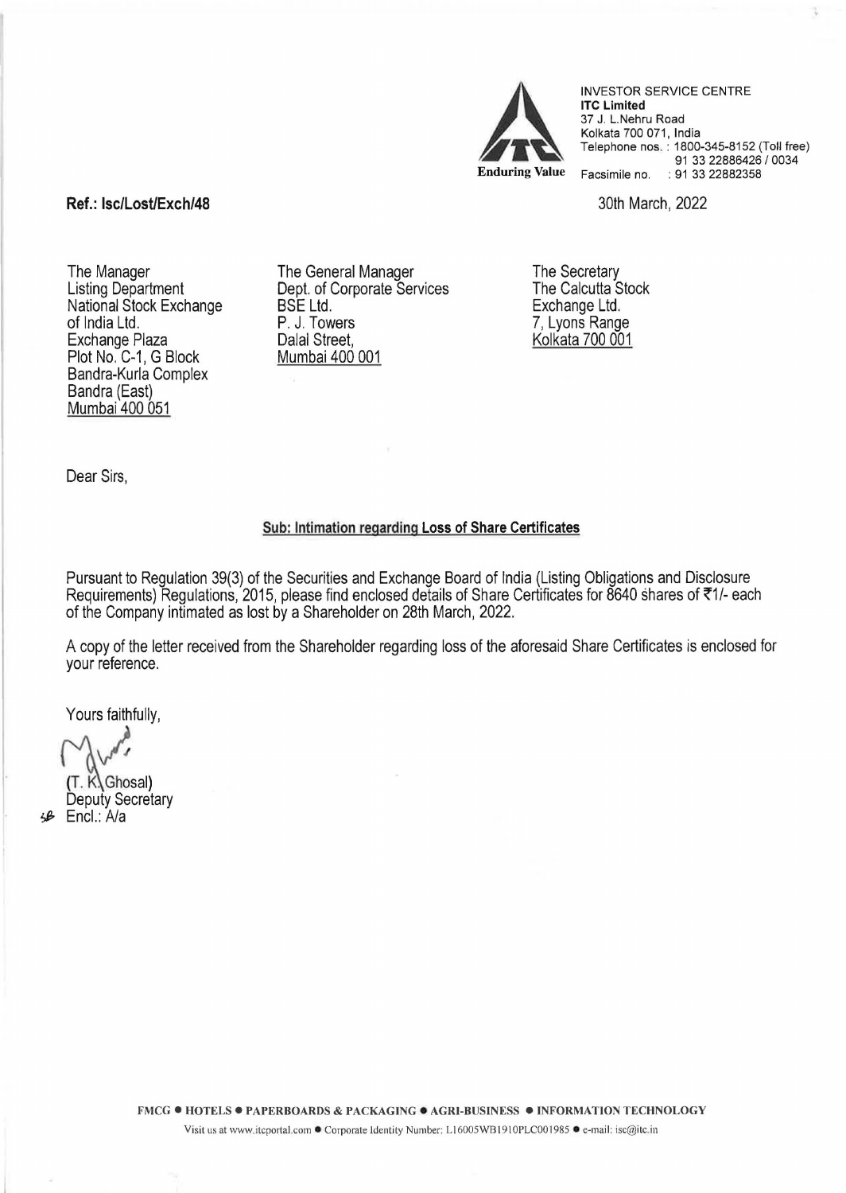INVESTOR SERVICE CENTRE
**ITC Limited**
37 J. L.Nehru Road
Kolkata 700 071, India
Telephone nos. : 1800-345-8152 (Toll free)
91 33 22886426 / 0034
Facsimile no. : 91 33 22882358

Enduring Value

**Ref.: Isc/Lost/Exch/48**

30th March, 2022

The Manager
Listing Department
National Stock Exchange
of India Ltd.
Exchange Plaza
Plot No. C-1, G Block
Bandra-Kurla Complex
Bandra (East)
Mumbai 400 051

The General Manager
Dept. of Corporate Services
BSE Ltd.
P. J. Towers
Dalal Street,
Mumbai 400 001

The Secretary
The Calcutta Stock
Exchange Ltd.
7, Lyons Range
Kolkata 700 001

Dear Sirs,

**Sub: Intimation regarding Loss of Share Certificates**

Pursuant to Regulation 39(3) of the Securities and Exchange Board of India (Listing Obligations and Disclosure Requirements) Regulations, 2015, please find enclosed details of Share Certificates for 8640 shares of ₹1/- each of the Company intimated as lost by a Shareholder on 28th March, 2022.

A copy of the letter received from the Shareholder regarding loss of the aforesaid Share Certificates is enclosed for your reference.

Yours faithfully,

(T. K. Ghosal)
Deputy Secretary
Encl.: A/a

FMCG • HOTELS • PAPERBOARDS & PACKAGING • AGRI-BUSINESS • INFORMATION TECHNOLOGY

Visit us at www.itcportal.com • Corporate Identity Number: L16005WB1910PLC001985 • e-mail: isc@itc.in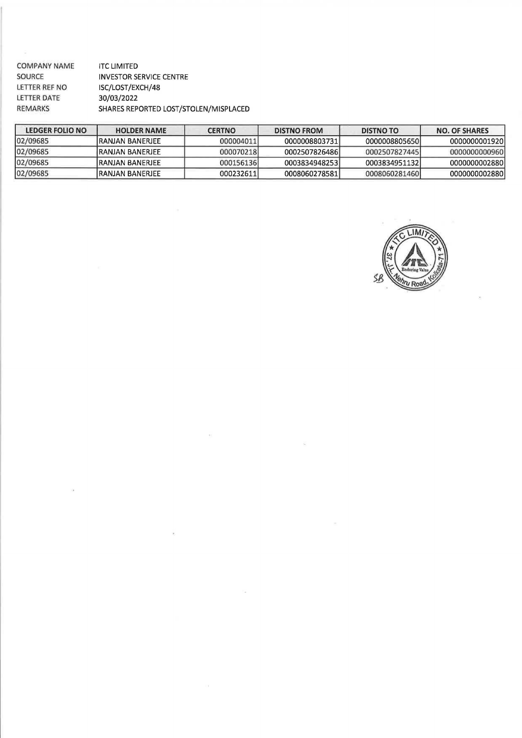| | |
|---|---|
| COMPANY NAME | ITC LIMITED |
| SOURCE | INVESTOR SERVICE CENTRE |
| LETTER REF NO | ISC/LOST/EXCH/48 |
| LETTER DATE | 30/03/2022 |
| REMARKS | SHARES REPORTED LOST/STOLEN/MISPLACED |

| LEDGER FOLIO NO | HOLDER NAME | CERTNO | DISTNO FROM | DISTNO TO | NO. OF SHARES |
|---|---|---|---|---|---|
| 02/09685 | RANJAN BANERJEE | 000004011 | 0000008803731 | 0000008805650 | 0000000001920 |
| 02/09685 | RANJAN BANERJEE | 000070218 | 0002507826486 | 0002507827445 | 0000000000960 |
| 02/09685 | RANJAN BANERJEE | 000156136 | 0003834948253 | 0003834951132 | 0000000002880 |
| 02/09685 | RANJAN BANERJEE | 000232611 | 0008060278581 | 0008060281460 | 0000000002880 |

ITC LIMITED ★ 37, J.L. Nehru Road, Kolkata-71 ★ Enduring Value

SB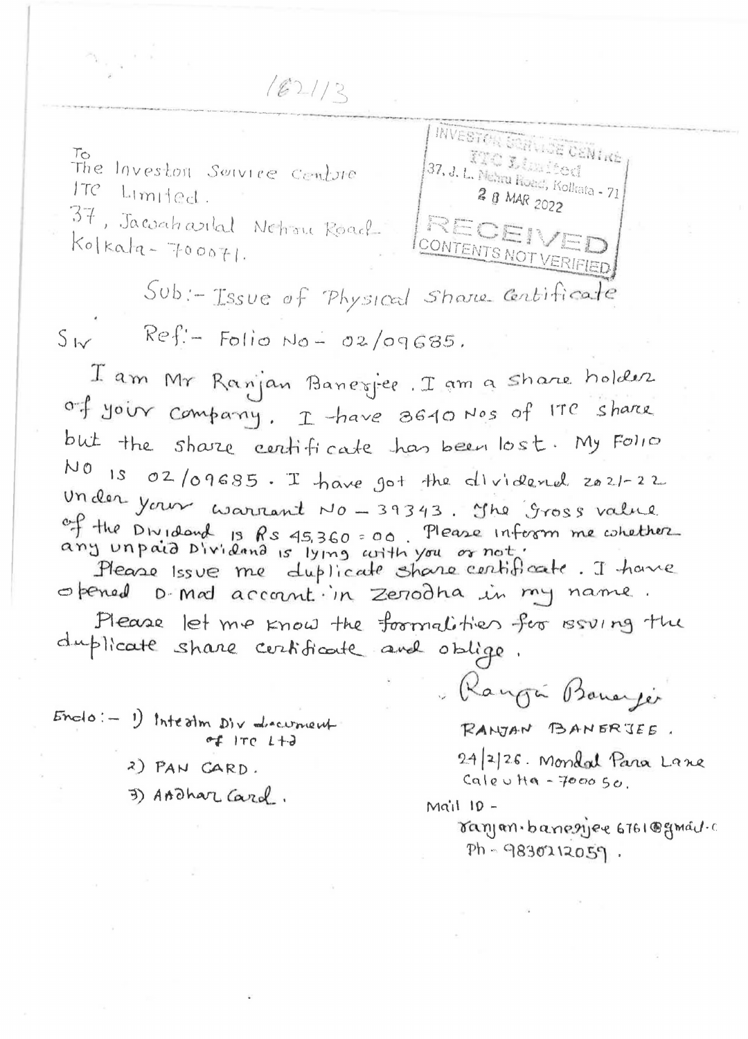182113

To
The Investor Service Centre
ITC Limited.
37, Jawaharlal Nehru Road.
Kolkata - 700071.

INVESTOR SERVICE CENTRE
ITC Limited
37, J. L. Nehru Road, Kolkata - 71
2 8 MAR 2022
RECEIVED
CONTENTS NOT VERIFIED

Sub:- Issue of Physical Share Certificate

Sir Ref:- Folio No - 02/09685.

I am Mr Ranjan Banerjee. I am a share holder of your company. I have 3640 Nos of ITC share but the share certificate has been lost. My Folio No is 02/09685. I have got the dividend 2021-22 under your warrant No - 39343. The Gross value of the Dividend is Rs 45,360=00. Please inform me whether any unpaid Dividend is lying with you or not.

Please issue me duplicate share certificate. I have opened D-Mat account in Zerodha in my name.

Please let me know the formalities for issuing the duplicate share certificate and oblige.

Ranjan Banerjee

RANJAN BANERJEE.
24/2/26. Mondal Para Lane
Calcutta - 700050.
Mail ID -
ranjan.banerjee6761@gmail.c
Ph - 9830212059.

Enclo:-
1) Interim Div document of ITC Ltd
2) PAN CARD.
3) Aadhar Card.